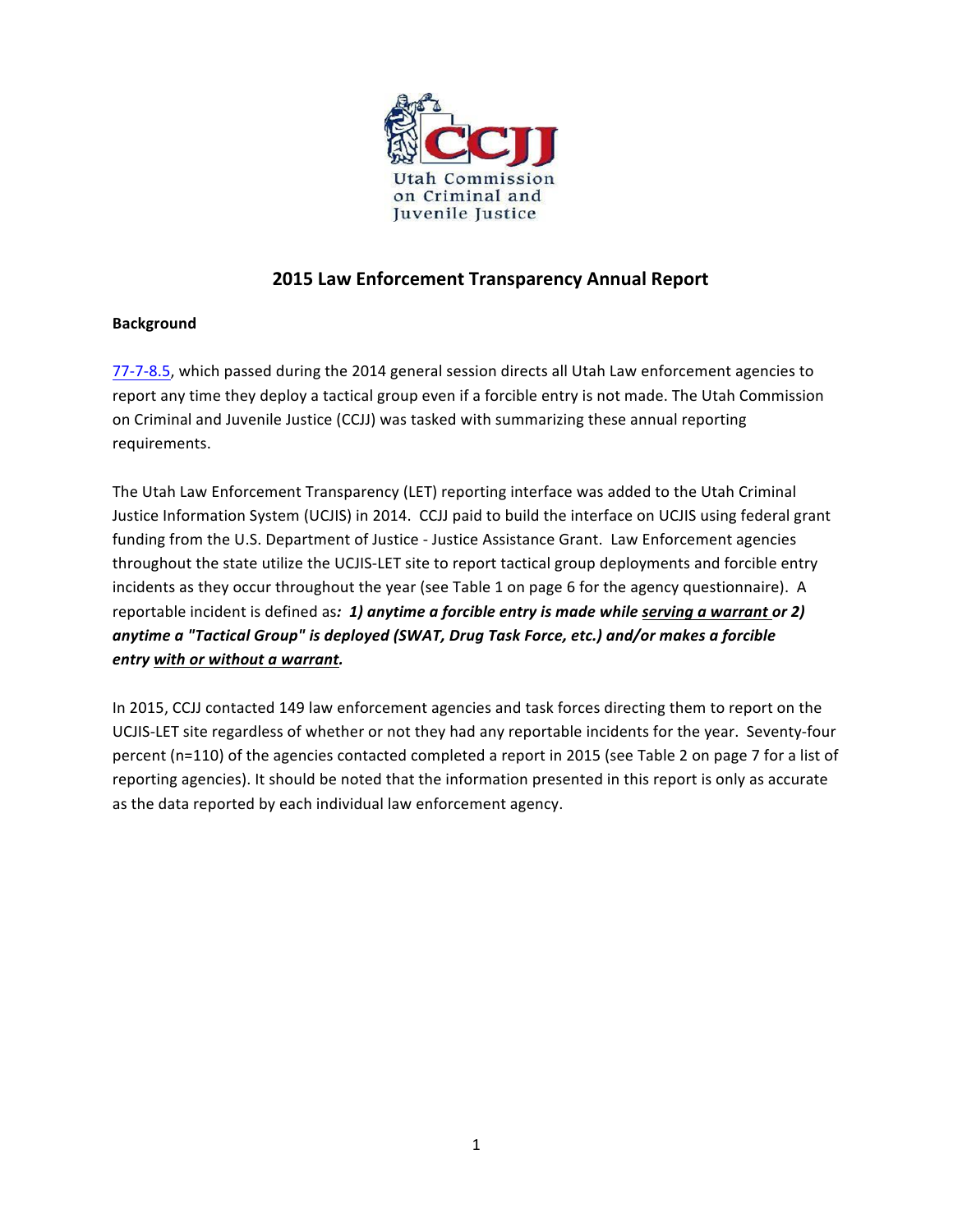Utah Commission on Criminal and Juvenile Justice

# 2015 Law Enforcement Transparency Annual Report

## Background

77-7-8.5, which passed during the 2014 general session directs all Utah Law enforcement agencies to report any time they deploy a tactical group even if a forcible entry is not made. The Utah Commission on Criminal and Juvenile Justice (CCJJ) was tasked with summarizing these annual reporting requirements.

The Utah Law Enforcement Transparency (LET) reporting interface was added to the Utah Criminal Justice Information System (UCJIS) in 2014. CCJJ paid to build the interface on UCJIS using federal grant funding from the U.S. Department of Justice - Justice Assistance Grant. Law Enforcement agencies throughout the state utilize the UCJIS-LET site to report tactical group deployments and forcible entry incidents as they occur throughout the year (see Table 1 on page 6 for the agency questionnaire). A reportable incident is defined as***: 1) anytime a forcible entry is made while <u>serving a warrant</u> or 2) anytime a "Tactical Group" is deployed (SWAT, Drug Task Force, etc.) and/or makes a forcible entry <u>with or without a warrant</u>.***

In 2015, CCJJ contacted 149 law enforcement agencies and task forces directing them to report on the UCJIS-LET site regardless of whether or not they had any reportable incidents for the year. Seventy-four percent (n=110) of the agencies contacted completed a report in 2015 (see Table 2 on page 7 for a list of reporting agencies). It should be noted that the information presented in this report is only as accurate as the data reported by each individual law enforcement agency.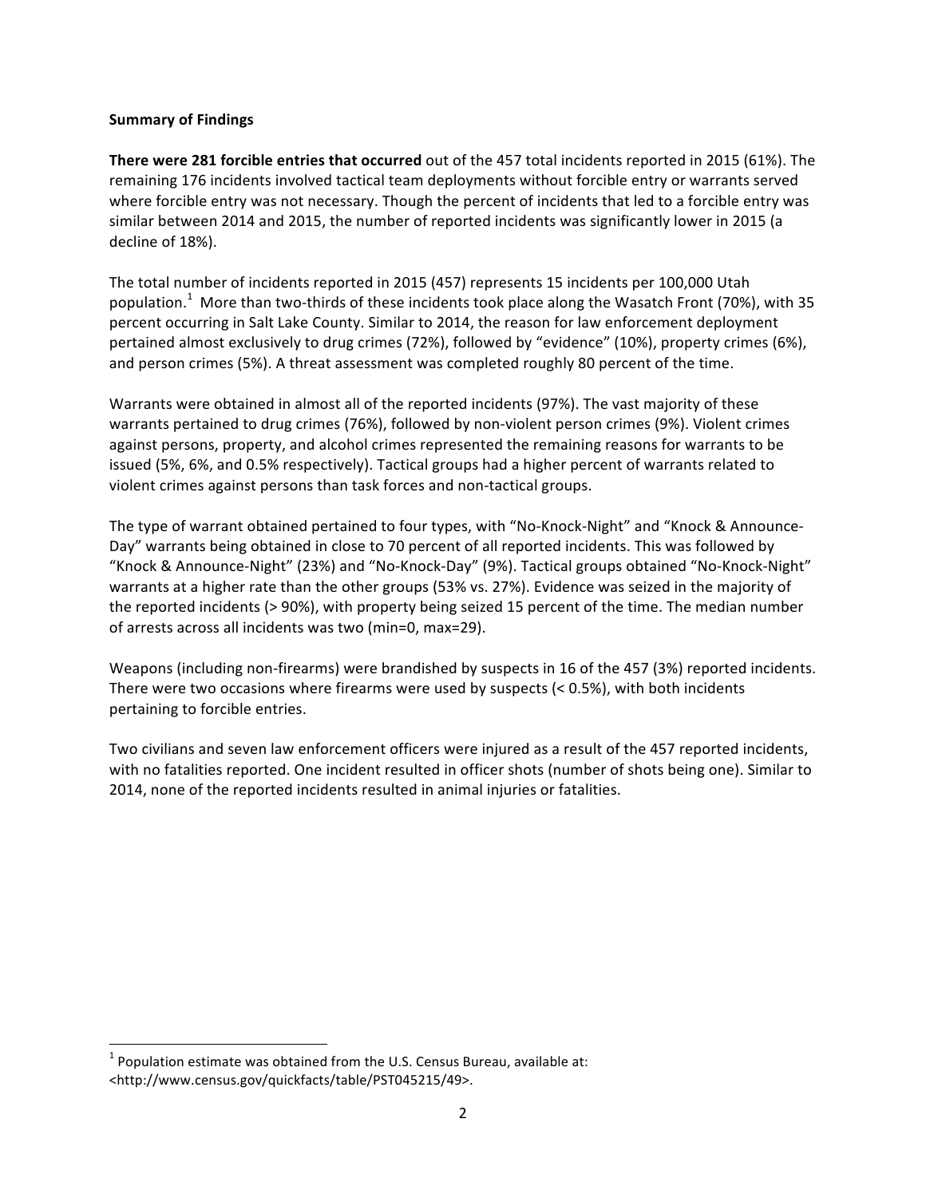**Summary of Findings**

**There were 281 forcible entries that occurred** out of the 457 total incidents reported in 2015 (61%). The remaining 176 incidents involved tactical team deployments without forcible entry or warrants served where forcible entry was not necessary. Though the percent of incidents that led to a forcible entry was similar between 2014 and 2015, the number of reported incidents was significantly lower in 2015 (a decline of 18%).

The total number of incidents reported in 2015 (457) represents 15 incidents per 100,000 Utah population.[1] More than two-thirds of these incidents took place along the Wasatch Front (70%), with 35 percent occurring in Salt Lake County. Similar to 2014, the reason for law enforcement deployment pertained almost exclusively to drug crimes (72%), followed by "evidence" (10%), property crimes (6%), and person crimes (5%). A threat assessment was completed roughly 80 percent of the time.

Warrants were obtained in almost all of the reported incidents (97%). The vast majority of these warrants pertained to drug crimes (76%), followed by non-violent person crimes (9%). Violent crimes against persons, property, and alcohol crimes represented the remaining reasons for warrants to be issued (5%, 6%, and 0.5% respectively). Tactical groups had a higher percent of warrants related to violent crimes against persons than task forces and non-tactical groups.

The type of warrant obtained pertained to four types, with "No-Knock-Night" and "Knock & Announce-Day" warrants being obtained in close to 70 percent of all reported incidents. This was followed by "Knock & Announce-Night" (23%) and "No-Knock-Day" (9%). Tactical groups obtained "No-Knock-Night" warrants at a higher rate than the other groups (53% vs. 27%). Evidence was seized in the majority of the reported incidents (> 90%), with property being seized 15 percent of the time. The median number of arrests across all incidents was two (min=0, max=29).

Weapons (including non-firearms) were brandished by suspects in 16 of the 457 (3%) reported incidents. There were two occasions where firearms were used by suspects (< 0.5%), with both incidents pertaining to forcible entries.

Two civilians and seven law enforcement officers were injured as a result of the 457 reported incidents, with no fatalities reported. One incident resulted in officer shots (number of shots being one). Similar to 2014, none of the reported incidents resulted in animal injuries or fatalities.

[1] Population estimate was obtained from the U.S. Census Bureau, available at: <http://www.census.gov/quickfacts/table/PST045215/49>.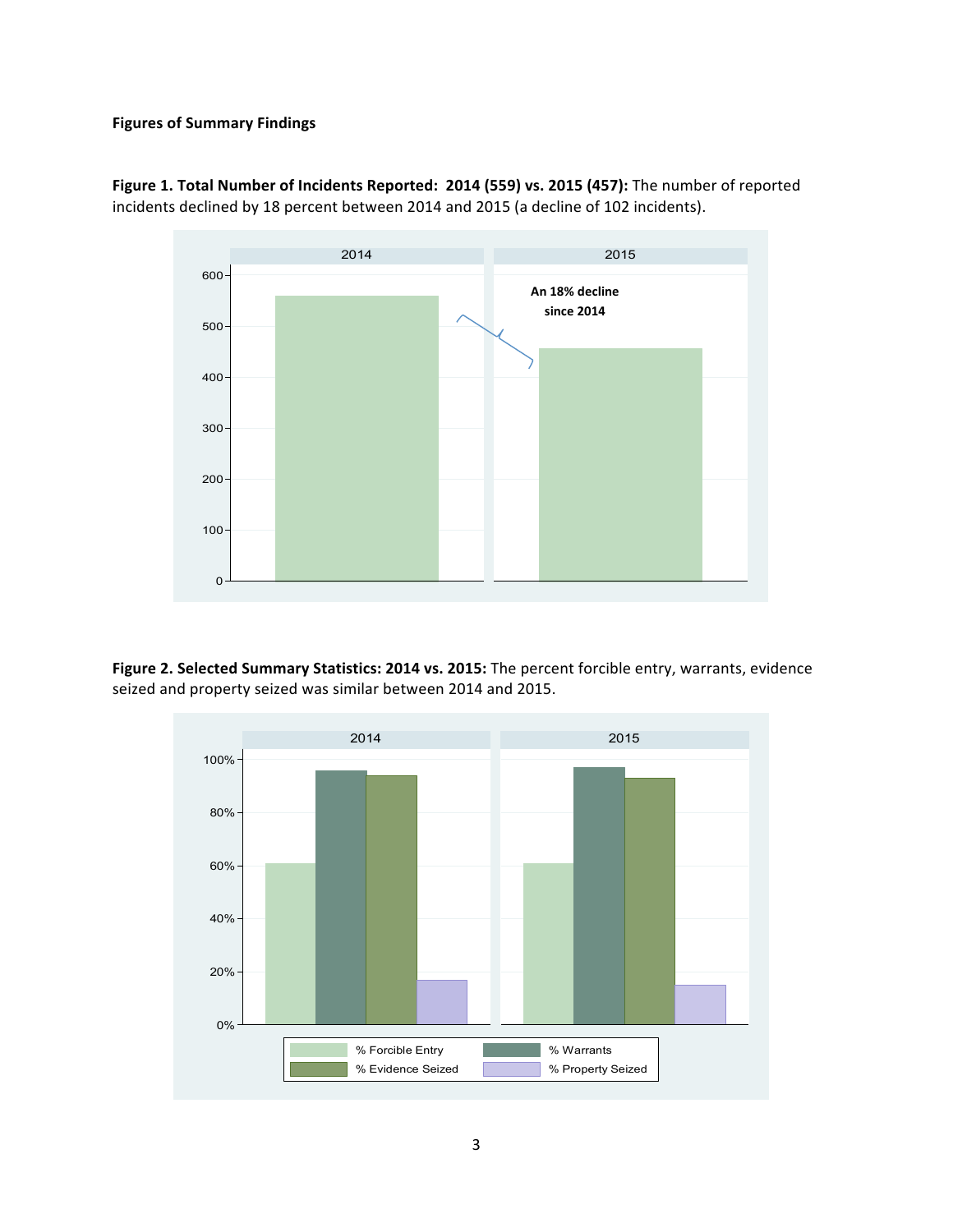**Figures of Summary Findings**

**Figure 1. Total Number of Incidents Reported: 2014 (559) vs. 2015 (457):** The number of reported incidents declined by 18 percent between 2014 and 2015 (a decline of 102 incidents).

**Figure 2. Selected Summary Statistics: 2014 vs. 2015:** The percent forcible entry, warrants, evidence seized and property seized was similar between 2014 and 2015.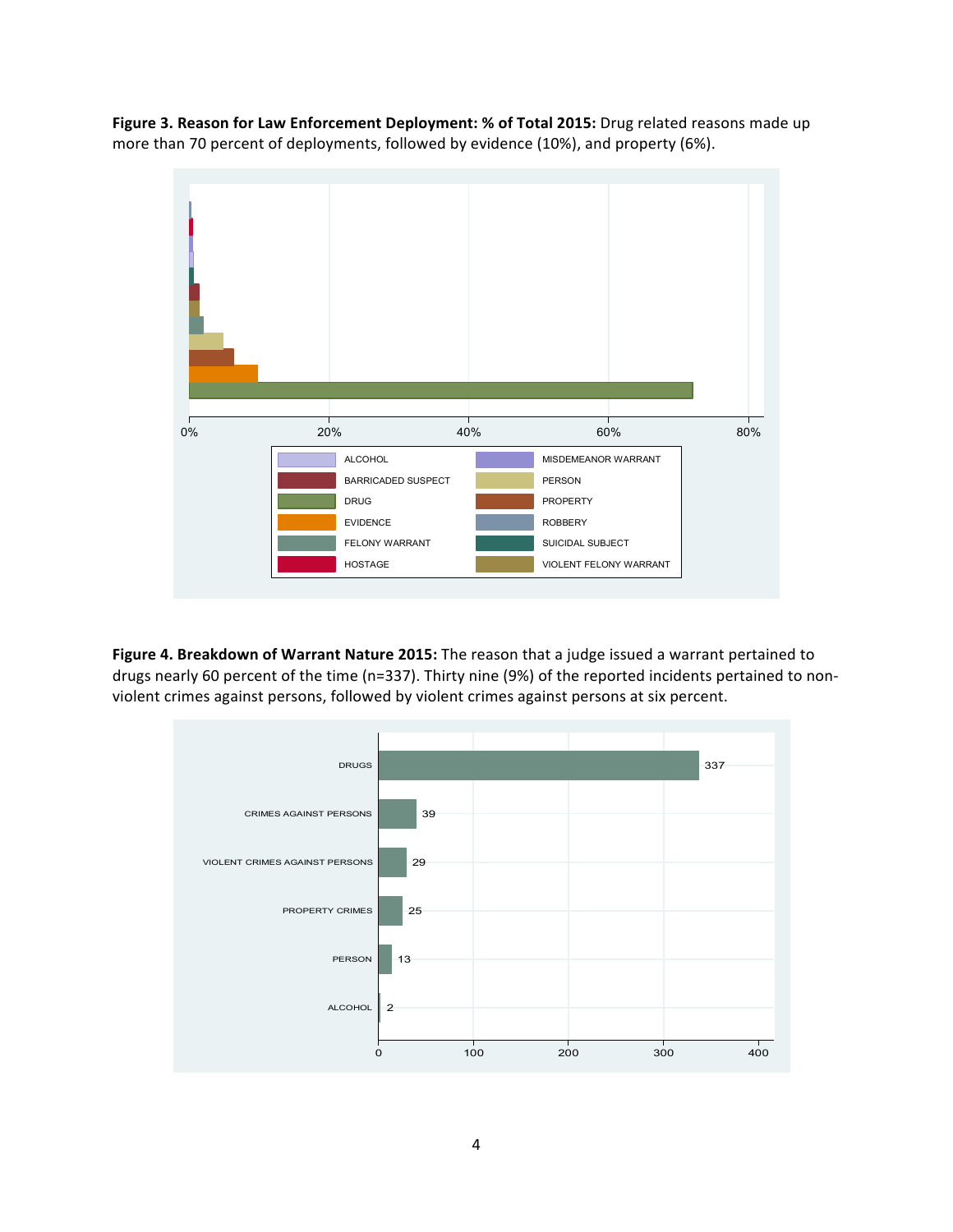**Figure 3. Reason for Law Enforcement Deployment: % of Total 2015:** Drug related reasons made up more than 70 percent of deployments, followed by evidence (10%), and property (6%).

**Figure 4. Breakdown of Warrant Nature 2015:** The reason that a judge issued a warrant pertained to drugs nearly 60 percent of the time (n=337). Thirty nine (9%) of the reported incidents pertained to non-violent crimes against persons, followed by violent crimes against persons at six percent.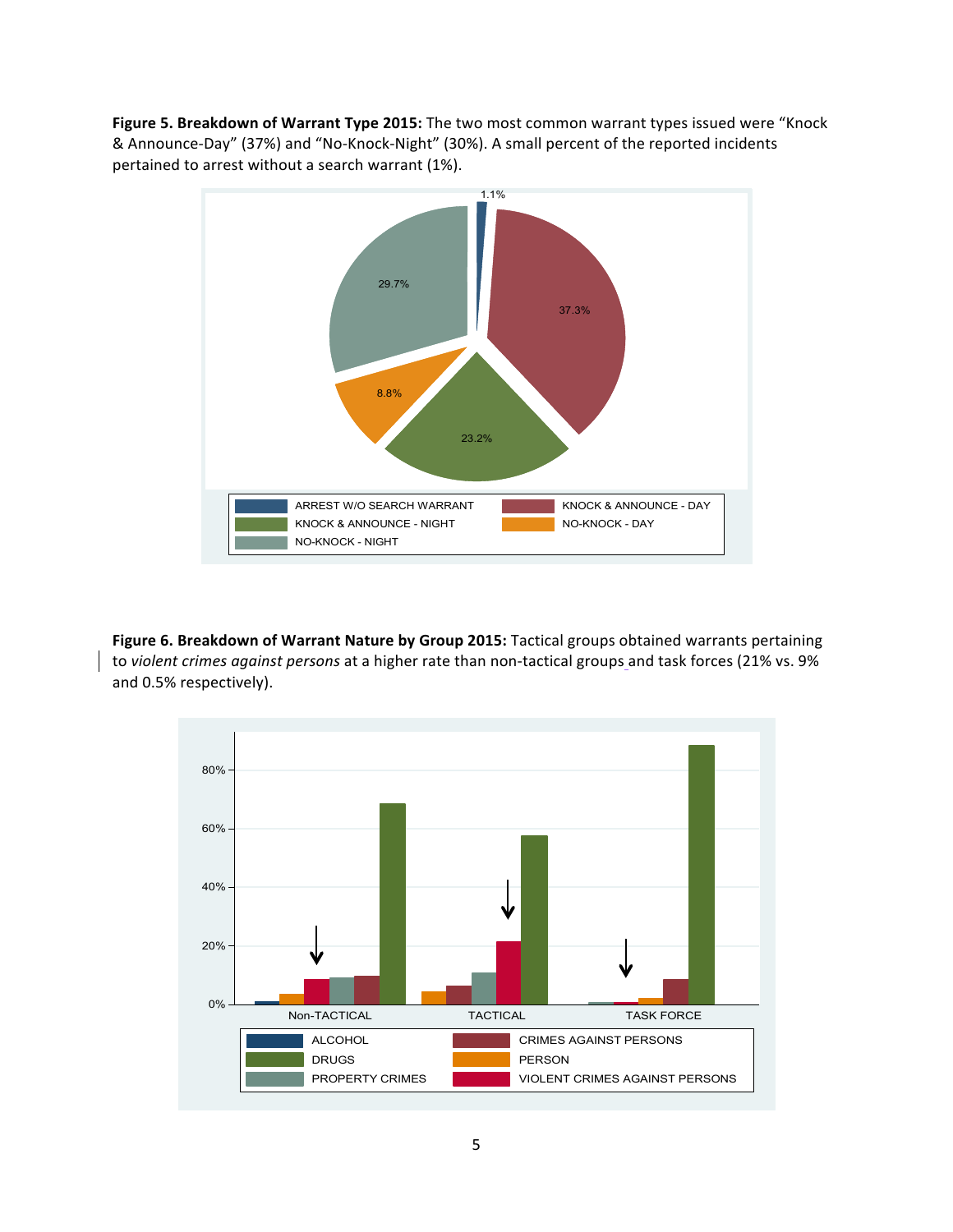**Figure 5. Breakdown of Warrant Type 2015:** The two most common warrant types issued were "Knock & Announce-Day" (37%) and "No-Knock-Night" (30%). A small percent of the reported incidents pertained to arrest without a search warrant (1%).

**Figure 6. Breakdown of Warrant Nature by Group 2015:** Tactical groups obtained warrants pertaining to *violent crimes against persons* at a higher rate than non-tactical groups and task forces (21% vs. 9% and 0.5% respectively).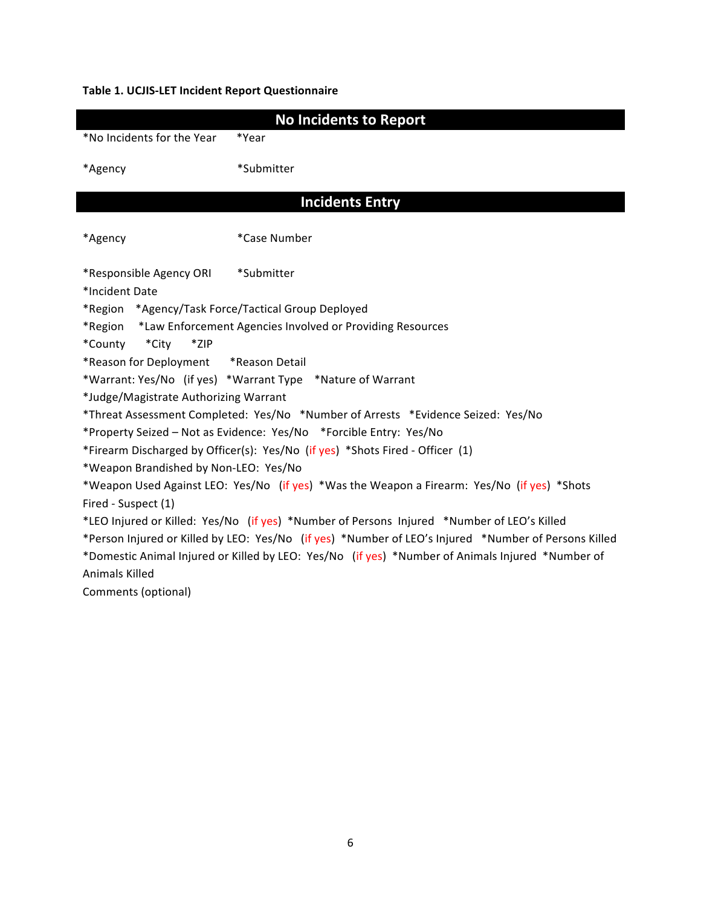**Table 1. UCJIS-LET Incident Report Questionnaire**

## No Incidents to Report

*No Incidents for the Year *Year

*Agency *Submitter

## Incidents Entry

*Agency *Case Number

*Responsible Agency ORI *Submitter

*Incident Date

*Region *Agency/Task Force/Tactical Group Deployed

*Region *Law Enforcement Agencies Involved or Providing Resources

*County *City *ZIP

*Reason for Deployment *Reason Detail

*Warrant: Yes/No (if yes) *Warrant Type *Nature of Warrant

*Judge/Magistrate Authorizing Warrant

*Threat Assessment Completed: Yes/No *Number of Arrests *Evidence Seized: Yes/No

*Property Seized – Not as Evidence: Yes/No *Forcible Entry: Yes/No

*Firearm Discharged by Officer(s): Yes/No (if yes) *Shots Fired - Officer (1)

*Weapon Brandished by Non-LEO: Yes/No

*Weapon Used Against LEO: Yes/No (if yes) *Was the Weapon a Firearm: Yes/No (if yes) *Shots Fired - Suspect (1)

*LEO Injured or Killed: Yes/No (if yes) *Number of Persons Injured *Number of LEO's Killed

*Person Injured or Killed by LEO: Yes/No (if yes) *Number of LEO's Injured *Number of Persons Killed

*Domestic Animal Injured or Killed by LEO: Yes/No (if yes) *Number of Animals Injured *Number of Animals Killed

Comments (optional)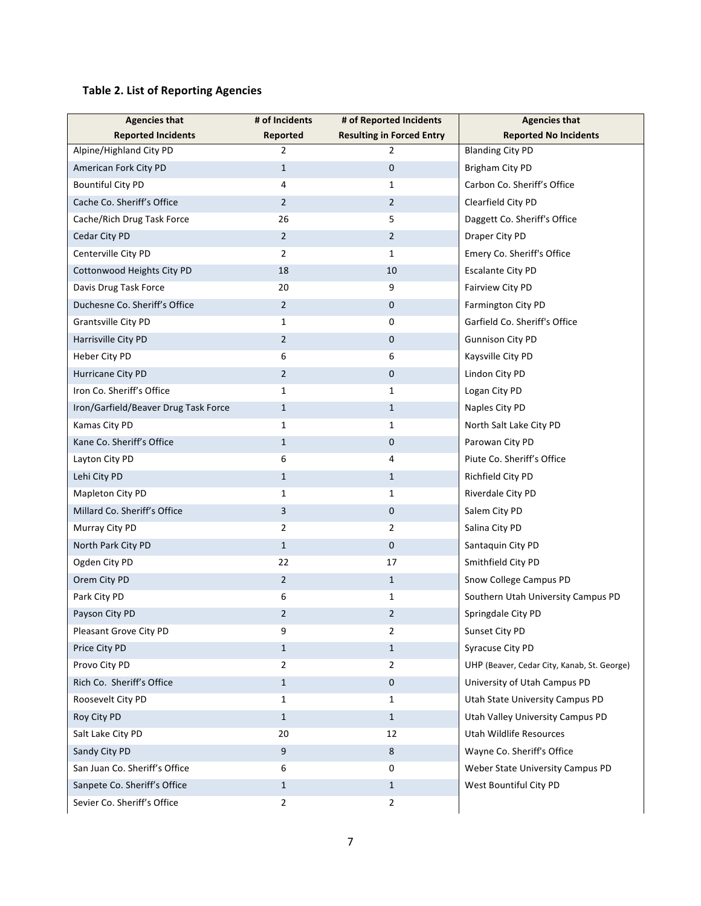**Table 2. List of Reporting Agencies**

| Agencies that Reported Incidents | # of Incidents Reported | # of Reported Incidents Resulting in Forced Entry | Agencies that Reported No Incidents |
|---|---|---|---|
| Alpine/Highland City PD | 2 | 2 | Blanding City PD |
| American Fork City PD | 1 | 0 | Brigham City PD |
| Bountiful City PD | 4 | 1 | Carbon Co. Sheriff's Office |
| Cache Co. Sheriff's Office | 2 | 2 | Clearfield City PD |
| Cache/Rich Drug Task Force | 26 | 5 | Daggett Co. Sheriff's Office |
| Cedar City PD | 2 | 2 | Draper City PD |
| Centerville City PD | 2 | 1 | Emery Co. Sheriff's Office |
| Cottonwood Heights City PD | 18 | 10 | Escalante City PD |
| Davis Drug Task Force | 20 | 9 | Fairview City PD |
| Duchesne Co. Sheriff's Office | 2 | 0 | Farmington City PD |
| Grantsville City PD | 1 | 0 | Garfield Co. Sheriff's Office |
| Harrisville City PD | 2 | 0 | Gunnison City PD |
| Heber City PD | 6 | 6 | Kaysville City PD |
| Hurricane City PD | 2 | 0 | Lindon City PD |
| Iron Co. Sheriff's Office | 1 | 1 | Logan City PD |
| Iron/Garfield/Beaver Drug Task Force | 1 | 1 | Naples City PD |
| Kamas City PD | 1 | 1 | North Salt Lake City PD |
| Kane Co. Sheriff's Office | 1 | 0 | Parowan City PD |
| Layton City PD | 6 | 4 | Piute Co. Sheriff's Office |
| Lehi City PD | 1 | 1 | Richfield City PD |
| Mapleton City PD | 1 | 1 | Riverdale City PD |
| Millard Co. Sheriff's Office | 3 | 0 | Salem City PD |
| Murray City PD | 2 | 2 | Salina City PD |
| North Park City PD | 1 | 0 | Santaquin City PD |
| Ogden City PD | 22 | 17 | Smithfield City PD |
| Orem City PD | 2 | 1 | Snow College Campus PD |
| Park City PD | 6 | 1 | Southern Utah University Campus PD |
| Payson City PD | 2 | 2 | Springdale City PD |
| Pleasant Grove City PD | 9 | 2 | Sunset City PD |
| Price City PD | 1 | 1 | Syracuse City PD |
| Provo City PD | 2 | 2 | UHP (Beaver, Cedar City, Kanab, St. George) |
| Rich Co. Sheriff's Office | 1 | 0 | University of Utah Campus PD |
| Roosevelt City PD | 1 | 1 | Utah State University Campus PD |
| Roy City PD | 1 | 1 | Utah Valley University Campus PD |
| Salt Lake City PD | 20 | 12 | Utah Wildlife Resources |
| Sandy City PD | 9 | 8 | Wayne Co. Sheriff's Office |
| San Juan Co. Sheriff's Office | 6 | 0 | Weber State University Campus PD |
| Sanpete Co. Sheriff's Office | 1 | 1 | West Bountiful City PD |
| Sevier Co. Sheriff's Office | 2 | 2 | |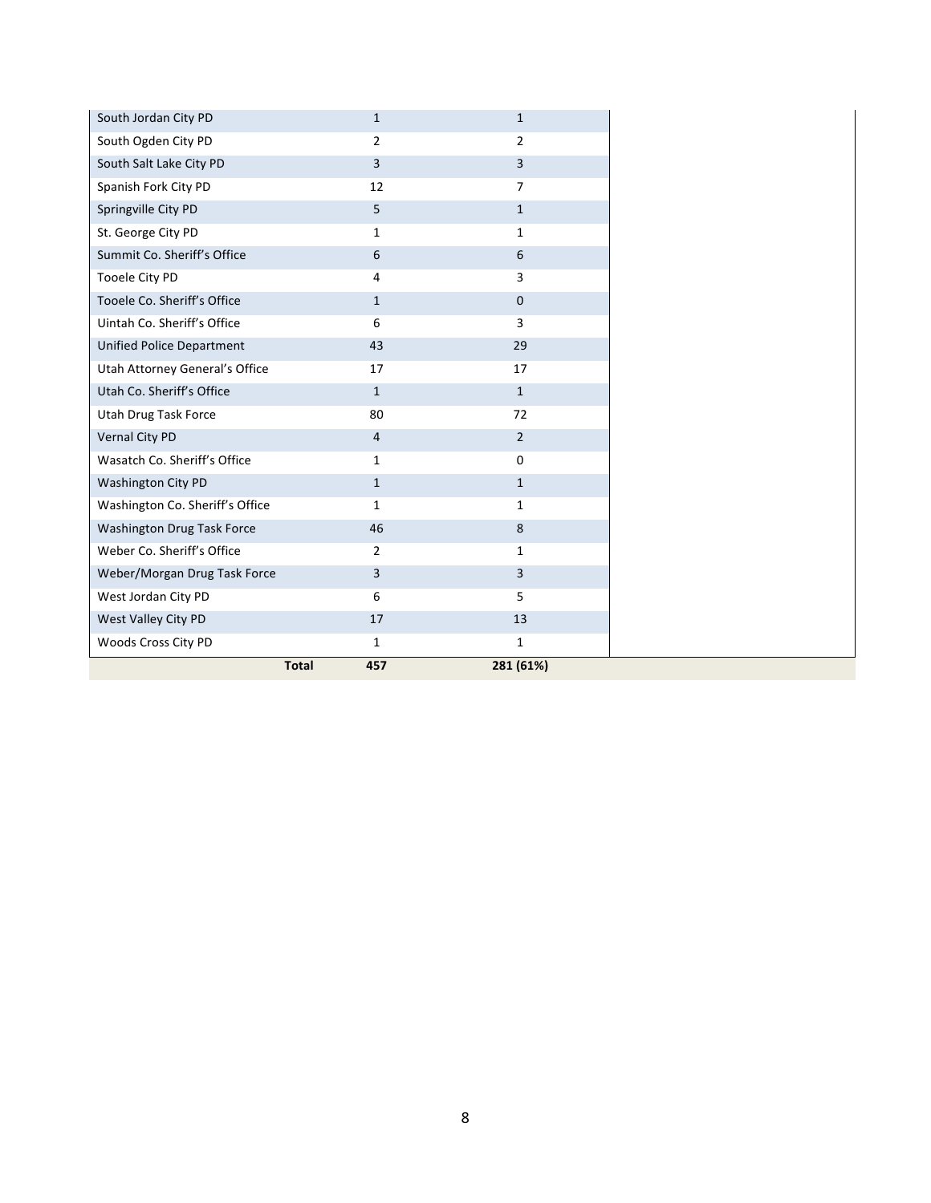| | | |
|---|---|---|
| South Jordan City PD | 1 | 1 |
| South Ogden City PD | 2 | 2 |
| South Salt Lake City PD | 3 | 3 |
| Spanish Fork City PD | 12 | 7 |
| Springville City PD | 5 | 1 |
| St. George City PD | 1 | 1 |
| Summit Co. Sheriff's Office | 6 | 6 |
| Tooele City PD | 4 | 3 |
| Tooele Co. Sheriff's Office | 1 | 0 |
| Uintah Co. Sheriff's Office | 6 | 3 |
| Unified Police Department | 43 | 29 |
| Utah Attorney General's Office | 17 | 17 |
| Utah Co. Sheriff's Office | 1 | 1 |
| Utah Drug Task Force | 80 | 72 |
| Vernal City PD | 4 | 2 |
| Wasatch Co. Sheriff's Office | 1 | 0 |
| Washington City PD | 1 | 1 |
| Washington Co. Sheriff's Office | 1 | 1 |
| Washington Drug Task Force | 46 | 8 |
| Weber Co. Sheriff's Office | 2 | 1 |
| Weber/Morgan Drug Task Force | 3 | 3 |
| West Jordan City PD | 6 | 5 |
| West Valley City PD | 17 | 13 |
| Woods Cross City PD | 1 | 1 |
| **Total** | **457** | **281 (61%)** |